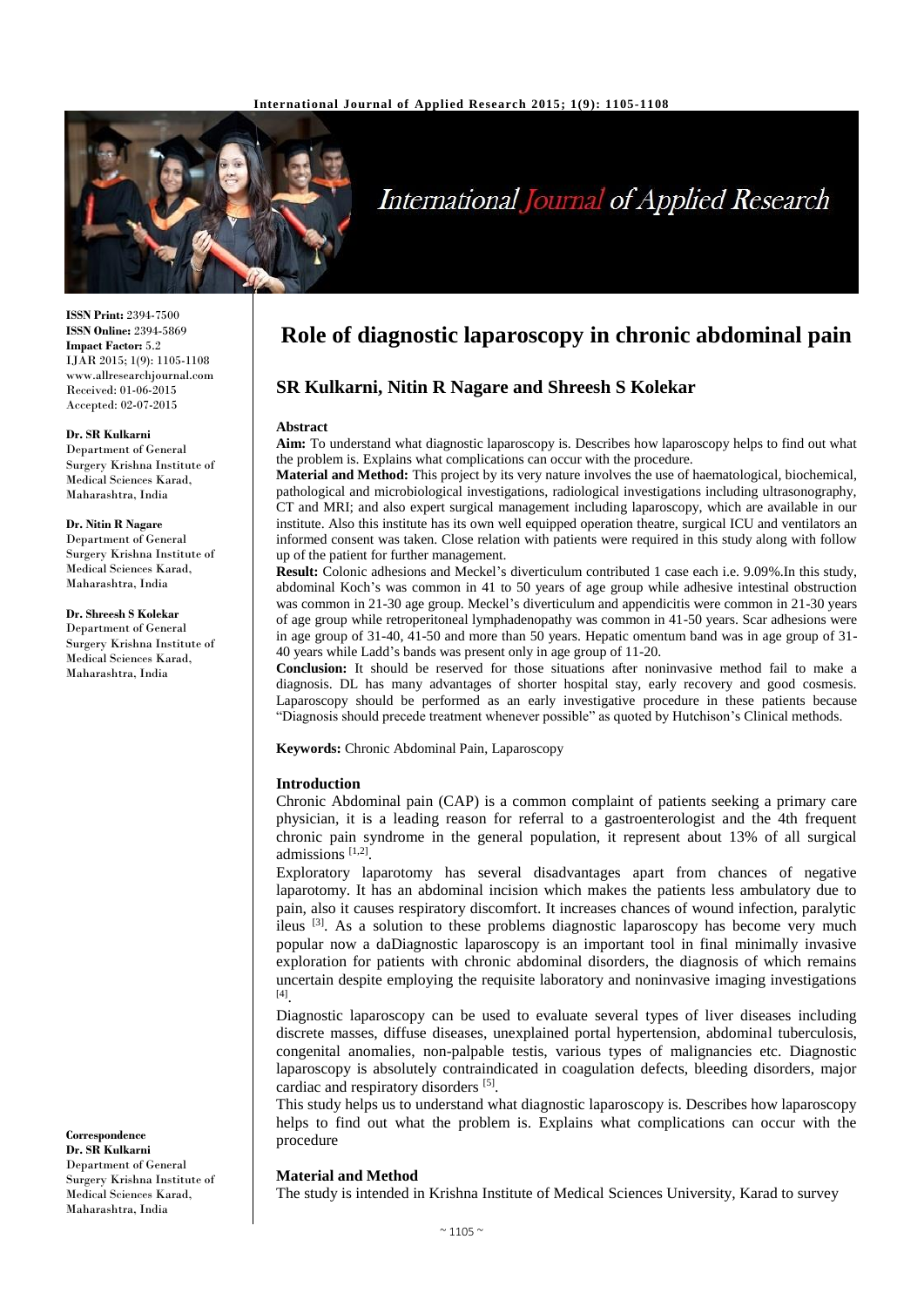# Role of diagnostic laparoscopy in chronic abdominal pain

## SR Kulkarni, Nitin R Nagare and Shreesh S Kolekar

**ISSN Print:** 2394-7500
**ISSN Online:** 2394-5869
**Impact Factor:** 5.2
IJAR 2015; 1(9): 1105-1108
www.allresearchjournal.com
Received: 01-06-2015
Accepted: 02-07-2015

**Dr. SR Kulkarni**
Department of General Surgery Krishna Institute of Medical Sciences Karad, Maharashtra, India

**Dr. Nitin R Nagare**
Department of General Surgery Krishna Institute of Medical Sciences Karad, Maharashtra, India

**Dr. Shreesh S Kolekar**
Department of General Surgery Krishna Institute of Medical Sciences Karad, Maharashtra, India

**Correspondence**
**Dr. SR Kulkarni**
Department of General Surgery Krishna Institute of Medical Sciences Karad, Maharashtra, India

### Abstract

**Aim:** To understand what diagnostic laparoscopy is. Describes how laparoscopy helps to find out what the problem is. Explains what complications can occur with the procedure.

**Material and Method:** This project by its very nature involves the use of haematological, biochemical, pathological and microbiological investigations, radiological investigations including ultrasonography, CT and MRI; and also expert surgical management including laparoscopy, which are available in our institute. Also this institute has its own well equipped operation theatre, surgical ICU and ventilators an informed consent was taken. Close relation with patients were required in this study along with follow up of the patient for further management.

**Result:** Colonic adhesions and Meckel's diverticulum contributed 1 case each i.e. 9.09%.In this study, abdominal Koch's was common in 41 to 50 years of age group while adhesive intestinal obstruction was common in 21-30 age group. Meckel's diverticulum and appendicitis were common in 21-30 years of age group while retroperitoneal lymphadenopathy was common in 41-50 years. Scar adhesions were in age group of 31-40, 41-50 and more than 50 years. Hepatic omentum band was in age group of 31-40 years while Ladd's bands was present only in age group of 11-20.

**Conclusion:** It should be reserved for those situations after noninvasive method fail to make a diagnosis. DL has many advantages of shorter hospital stay, early recovery and good cosmesis. Laparoscopy should be performed as an early investigative procedure in these patients because "Diagnosis should precede treatment whenever possible" as quoted by Hutchison's Clinical methods.

**Keywords:** Chronic Abdominal Pain, Laparoscopy

### Introduction

Chronic Abdominal pain (CAP) is a common complaint of patients seeking a primary care physician, it is a leading reason for referral to a gastroenterologist and the 4th frequent chronic pain syndrome in the general population, it represent about 13% of all surgical admissions [1,2].

Exploratory laparotomy has several disadvantages apart from chances of negative laparotomy. It has an abdominal incision which makes the patients less ambulatory due to pain, also it causes respiratory discomfort. It increases chances of wound infection, paralytic ileus [3]. As a solution to these problems diagnostic laparoscopy has become very much popular now a daDiagnostic laparoscopy is an important tool in final minimally invasive exploration for patients with chronic abdominal disorders, the diagnosis of which remains uncertain despite employing the requisite laboratory and noninvasive imaging investigations [4].

Diagnostic laparoscopy can be used to evaluate several types of liver diseases including discrete masses, diffuse diseases, unexplained portal hypertension, abdominal tuberculosis, congenital anomalies, non-palpable testis, various types of malignancies etc. Diagnostic laparoscopy is absolutely contraindicated in coagulation defects, bleeding disorders, major cardiac and respiratory disorders [5].

This study helps us to understand what diagnostic laparoscopy is. Describes how laparoscopy helps to find out what the problem is. Explains what complications can occur with the procedure

### Material and Method

The study is intended in Krishna Institute of Medical Sciences University, Karad to survey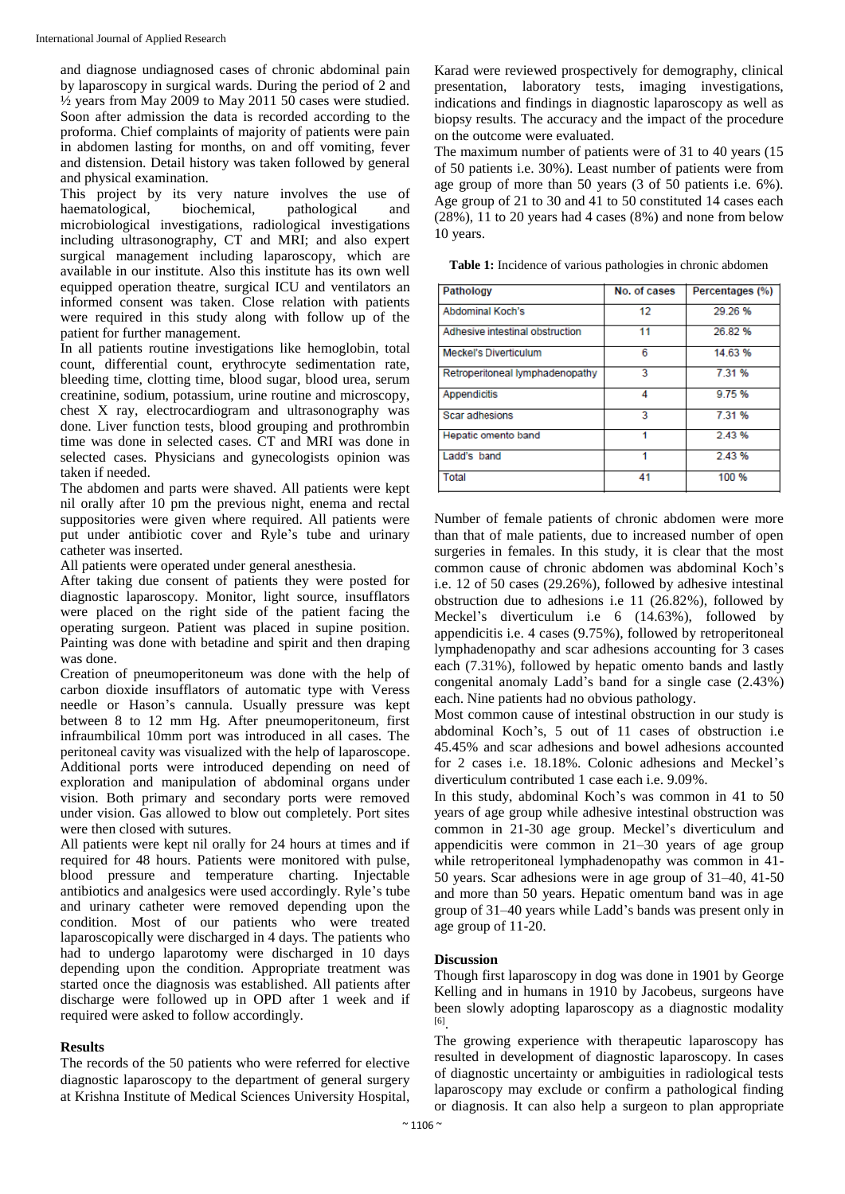and diagnose undiagnosed cases of chronic abdominal pain by laparoscopy in surgical wards. During the period of 2 and ½ years from May 2009 to May 2011 50 cases were studied. Soon after admission the data is recorded according to the proforma. Chief complaints of majority of patients were pain in abdomen lasting for months, on and off vomiting, fever and distension. Detail history was taken followed by general and physical examination.

This project by its very nature involves the use of haematological, biochemical, pathological and microbiological investigations, radiological investigations including ultrasonography, CT and MRI; and also expert surgical management including laparoscopy, which are available in our institute. Also this institute has its own well equipped operation theatre, surgical ICU and ventilators an informed consent was taken. Close relation with patients were required in this study along with follow up of the patient for further management.

In all patients routine investigations like hemoglobin, total count, differential count, erythrocyte sedimentation rate, bleeding time, clotting time, blood sugar, blood urea, serum creatinine, sodium, potassium, urine routine and microscopy, chest X ray, electrocardiogram and ultrasonography was done. Liver function tests, blood grouping and prothrombin time was done in selected cases. CT and MRI was done in selected cases. Physicians and gynecologists opinion was taken if needed.

The abdomen and parts were shaved. All patients were kept nil orally after 10 pm the previous night, enema and rectal suppositories were given where required. All patients were put under antibiotic cover and Ryle's tube and urinary catheter was inserted.

All patients were operated under general anesthesia.

After taking due consent of patients they were posted for diagnostic laparoscopy. Monitor, light source, insufflators were placed on the right side of the patient facing the operating surgeon. Patient was placed in supine position. Painting was done with betadine and spirit and then draping was done.

Creation of pneumoperitoneum was done with the help of carbon dioxide insufflators of automatic type with Veress needle or Hason's cannula. Usually pressure was kept between 8 to 12 mm Hg. After pneumoperitoneum, first infraumbilical 10mm port was introduced in all cases. The peritoneal cavity was visualized with the help of laparoscope. Additional ports were introduced depending on need of exploration and manipulation of abdominal organs under vision. Both primary and secondary ports were removed under vision. Gas allowed to blow out completely. Port sites were then closed with sutures.

All patients were kept nil orally for 24 hours at times and if required for 48 hours. Patients were monitored with pulse, blood pressure and temperature charting. Injectable antibiotics and analgesics were used accordingly. Ryle's tube and urinary catheter were removed depending upon the condition. Most of our patients who were treated laparoscopically were discharged in 4 days. The patients who had to undergo laparotomy were discharged in 10 days depending upon the condition. Appropriate treatment was started once the diagnosis was established. All patients after discharge were followed up in OPD after 1 week and if required were asked to follow accordingly.

## Results

The records of the 50 patients who were referred for elective diagnostic laparoscopy to the department of general surgery at Krishna Institute of Medical Sciences University Hospital, Karad were reviewed prospectively for demography, clinical presentation, laboratory tests, imaging investigations, indications and findings in diagnostic laparoscopy as well as biopsy results. The accuracy and the impact of the procedure on the outcome were evaluated.

The maximum number of patients were of 31 to 40 years (15 of 50 patients i.e. 30%). Least number of patients were from age group of more than 50 years (3 of 50 patients i.e. 6%). Age group of 21 to 30 and 41 to 50 constituted 14 cases each (28%), 11 to 20 years had 4 cases (8%) and none from below 10 years.

**Table 1:** Incidence of various pathologies in chronic abdomen

| Pathology | No. of cases | Percentages (%) |
|---|---|---|
| Abdominal Koch's | 12 | 29.26 % |
| Adhesive intestinal obstruction | 11 | 26.82 % |
| Meckel's Diverticulum | 6 | 14.63 % |
| Retroperitoneal lymphadenopathy | 3 | 7.31 % |
| Appendicitis | 4 | 9.75 % |
| Scar adhesions | 3 | 7.31 % |
| Hepatic omento band | 1 | 2.43 % |
| Ladd's band | 1 | 2.43 % |
| Total | 41 | 100 % |

Number of female patients of chronic abdomen were more than that of male patients, due to increased number of open surgeries in females. In this study, it is clear that the most common cause of chronic abdomen was abdominal Koch's i.e. 12 of 50 cases (29.26%), followed by adhesive intestinal obstruction due to adhesions i.e 11 (26.82%), followed by Meckel's diverticulum i.e 6 (14.63%), followed by appendicitis i.e. 4 cases (9.75%), followed by retroperitoneal lymphadenopathy and scar adhesions accounting for 3 cases each (7.31%), followed by hepatic omento bands and lastly congenital anomaly Ladd's band for a single case (2.43%) each. Nine patients had no obvious pathology.

Most common cause of intestinal obstruction in our study is abdominal Koch's, 5 out of 11 cases of obstruction i.e 45.45% and scar adhesions and bowel adhesions accounted for 2 cases i.e. 18.18%. Colonic adhesions and Meckel's diverticulum contributed 1 case each i.e. 9.09%.

In this study, abdominal Koch's was common in 41 to 50 years of age group while adhesive intestinal obstruction was common in 21-30 age group. Meckel's diverticulum and appendicitis were common in 21–30 years of age group while retroperitoneal lymphadenopathy was common in 41-50 years. Scar adhesions were in age group of 31–40, 41-50 and more than 50 years. Hepatic omentum band was in age group of 31–40 years while Ladd's bands was present only in age group of 11-20.

## Discussion

Though first laparoscopy in dog was done in 1901 by George Kelling and in humans in 1910 by Jacobeus, surgeons have been slowly adopting laparoscopy as a diagnostic modality [6].

The growing experience with therapeutic laparoscopy has resulted in development of diagnostic laparoscopy. In cases of diagnostic uncertainty or ambiguities in radiological tests laparoscopy may exclude or confirm a pathological finding or diagnosis. It can also help a surgeon to plan appropriate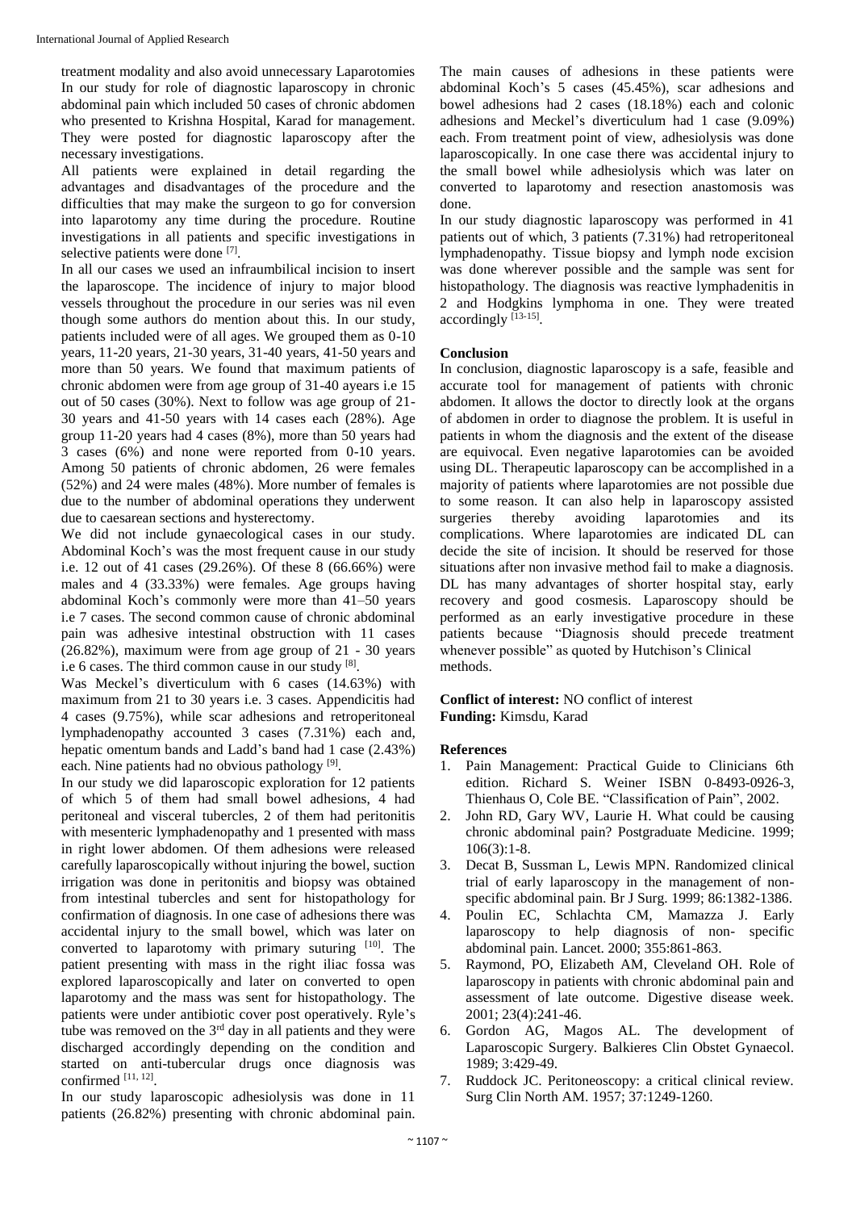treatment modality and also avoid unnecessary Laparotomies In our study for role of diagnostic laparoscopy in chronic abdominal pain which included 50 cases of chronic abdomen who presented to Krishna Hospital, Karad for management. They were posted for diagnostic laparoscopy after the necessary investigations.

All patients were explained in detail regarding the advantages and disadvantages of the procedure and the difficulties that may make the surgeon to go for conversion into laparotomy any time during the procedure. Routine investigations in all patients and specific investigations in selective patients were done [7].

In all our cases we used an infraumbilical incision to insert the laparoscope. The incidence of injury to major blood vessels throughout the procedure in our series was nil even though some authors do mention about this. In our study, patients included were of all ages. We grouped them as 0-10 years, 11-20 years, 21-30 years, 31-40 years, 41-50 years and more than 50 years. We found that maximum patients of chronic abdomen were from age group of 31-40 ayears i.e 15 out of 50 cases (30%). Next to follow was age group of 21-30 years and 41-50 years with 14 cases each (28%). Age group 11-20 years had 4 cases (8%), more than 50 years had 3 cases (6%) and none were reported from 0-10 years. Among 50 patients of chronic abdomen, 26 were females (52%) and 24 were males (48%). More number of females is due to the number of abdominal operations they underwent due to caesarean sections and hysterectomy.

We did not include gynaecological cases in our study. Abdominal Koch's was the most frequent cause in our study i.e. 12 out of 41 cases (29.26%). Of these 8 (66.66%) were males and 4 (33.33%) were females. Age groups having abdominal Koch's commonly were more than 41–50 years i.e 7 cases. The second common cause of chronic abdominal pain was adhesive intestinal obstruction with 11 cases (26.82%), maximum were from age group of 21 - 30 years i.e 6 cases. The third common cause in our study [8].

Was Meckel's diverticulum with 6 cases (14.63%) with maximum from 21 to 30 years i.e. 3 cases. Appendicitis had 4 cases (9.75%), while scar adhesions and retroperitoneal lymphadenopathy accounted 3 cases (7.31%) each and, hepatic omentum bands and Ladd's band had 1 case (2.43%) each. Nine patients had no obvious pathology [9].

In our study we did laparoscopic exploration for 12 patients of which 5 of them had small bowel adhesions, 4 had peritoneal and visceral tubercles, 2 of them had peritonitis with mesenteric lymphadenopathy and 1 presented with mass in right lower abdomen. Of them adhesions were released carefully laparoscopically without injuring the bowel, suction irrigation was done in peritonitis and biopsy was obtained from intestinal tubercles and sent for histopathology for confirmation of diagnosis. In one case of adhesions there was accidental injury to the small bowel, which was later on converted to laparotomy with primary suturing [10]. The patient presenting with mass in the right iliac fossa was explored laparoscopically and later on converted to open laparotomy and the mass was sent for histopathology. The patients were under antibiotic cover post operatively. Ryle's tube was removed on the 3rd day in all patients and they were discharged accordingly depending on the condition and started on anti-tubercular drugs once diagnosis was confirmed [11, 12].

In our study laparoscopic adhesiolysis was done in 11 patients (26.82%) presenting with chronic abdominal pain. The main causes of adhesions in these patients were abdominal Koch's 5 cases (45.45%), scar adhesions and bowel adhesions had 2 cases (18.18%) each and colonic adhesions and Meckel's diverticulum had 1 case (9.09%) each. From treatment point of view, adhesiolysis was done laparoscopically. In one case there was accidental injury to the small bowel while adhesiolysis which was later on converted to laparotomy and resection anastomosis was done.

In our study diagnostic laparoscopy was performed in 41 patients out of which, 3 patients (7.31%) had retroperitoneal lymphadenopathy. Tissue biopsy and lymph node excision was done wherever possible and the sample was sent for histopathology. The diagnosis was reactive lymphadenitis in 2 and Hodgkins lymphoma in one. They were treated accordingly [13-15].

## Conclusion

In conclusion, diagnostic laparoscopy is a safe, feasible and accurate tool for management of patients with chronic abdomen. It allows the doctor to directly look at the organs of abdomen in order to diagnose the problem. It is useful in patients in whom the diagnosis and the extent of the disease are equivocal. Even negative laparotomies can be avoided using DL. Therapeutic laparoscopy can be accomplished in a majority of patients where laparotomies are not possible due to some reason. It can also help in laparoscopy assisted surgeries thereby avoiding laparotomies and its complications. Where laparotomies are indicated DL can decide the site of incision. It should be reserved for those situations after non invasive method fail to make a diagnosis. DL has many advantages of shorter hospital stay, early recovery and good cosmesis. Laparoscopy should be performed as an early investigative procedure in these patients because "Diagnosis should precede treatment whenever possible" as quoted by Hutchison's Clinical methods.

**Conflict of interest:** NO conflict of interest
**Funding:** Kimsdu, Karad

## References

1. Pain Management: Practical Guide to Clinicians 6th edition. Richard S. Weiner ISBN 0-8493-0926-3, Thienhaus O, Cole BE. "Classification of Pain", 2002.
2. John RD, Gary WV, Laurie H. What could be causing chronic abdominal pain? Postgraduate Medicine. 1999; 106(3):1-8.
3. Decat B, Sussman L, Lewis MPN. Randomized clinical trial of early laparoscopy in the management of non-specific abdominal pain. Br J Surg. 1999; 86:1382-1386.
4. Poulin EC, Schlachta CM, Mamazza J. Early laparoscopy to help diagnosis of non- specific abdominal pain. Lancet. 2000; 355:861-863.
5. Raymond, PO, Elizabeth AM, Cleveland OH. Role of laparoscopy in patients with chronic abdominal pain and assessment of late outcome. Digestive disease week. 2001; 23(4):241-46.
6. Gordon AG, Magos AL. The development of Laparoscopic Surgery. Balkieres Clin Obstet Gynaecol. 1989; 3:429-49.
7. Ruddock JC. Peritoneoscopy: a critical clinical review. Surg Clin North AM. 1957; 37:1249-1260.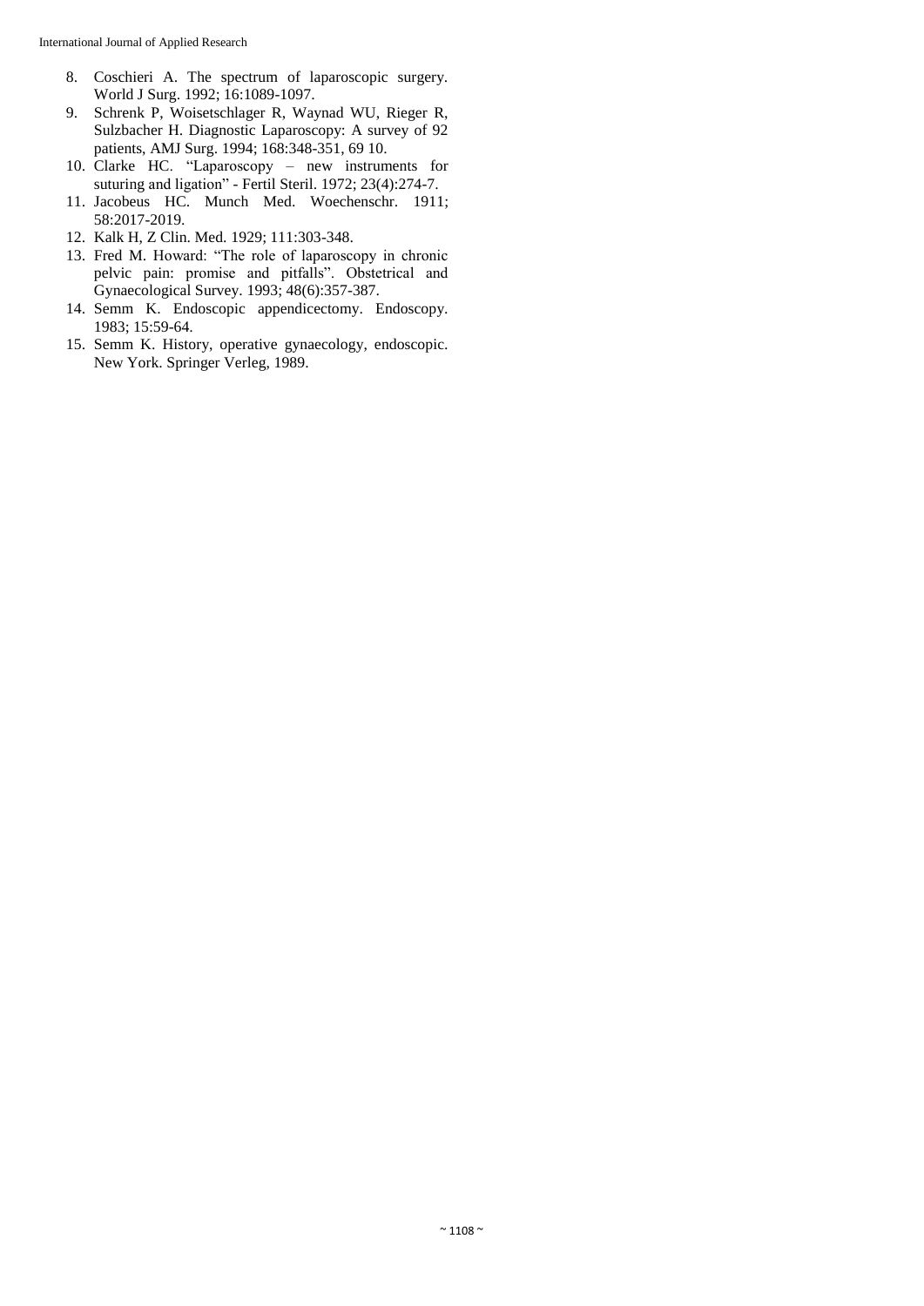8. Coschieri A. The spectrum of laparoscopic surgery. World J Surg. 1992; 16:1089-1097.
9. Schrenk P, Woisetschlager R, Waynad WU, Rieger R, Sulzbacher H. Diagnostic Laparoscopy: A survey of 92 patients, AMJ Surg. 1994; 168:348-351, 69 10.
10. Clarke HC. "Laparoscopy – new instruments for suturing and ligation" - Fertil Steril. 1972; 23(4):274-7.
11. Jacobeus HC. Munch Med. Woechenschr. 1911; 58:2017-2019.
12. Kalk H, Z Clin. Med. 1929; 111:303-348.
13. Fred M. Howard: "The role of laparoscopy in chronic pelvic pain: promise and pitfalls". Obstetrical and Gynaecological Survey. 1993; 48(6):357-387.
14. Semm K. Endoscopic appendicectomy. Endoscopy. 1983; 15:59-64.
15. Semm K. History, operative gynaecology, endoscopic. New York. Springer Verleg, 1989.